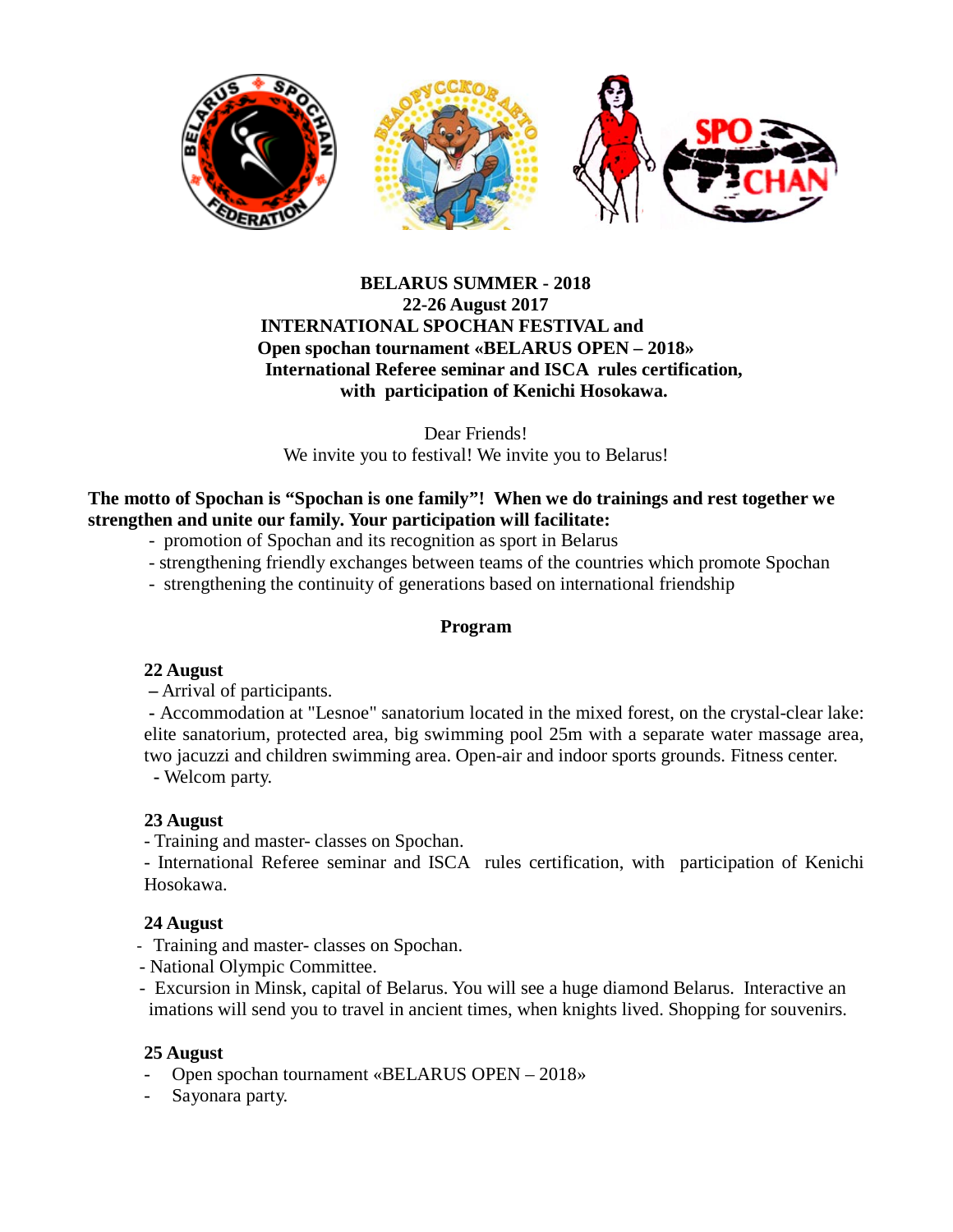**BELARUS SUMMER - 2018**
**22-26 August 2017**
**INTERNATIONAL SPOCHAN FESTIVAL and**
**Open spochan tournament «BELARUS OPEN – 2018»**
**International Referee seminar and ISCA rules certification,**
**with participation of Kenichi Hosokawa.**

Dear Friends!
We invite you to festival! We invite you to Belarus!

**The motto of Spochan is "Spochan is one family"! When we do trainings and rest together we strengthen and unite our family. Your participation will facilitate:**

- promotion of Spochan and its recognition as sport in Belarus
- strengthening friendly exchanges between teams of the countries which promote Spochan
- strengthening the continuity of generations based on international friendship

## Program

**22 August**

– Arrival of participants.

- Accommodation at "Lesnoe" sanatorium located in the mixed forest, on the crystal-clear lake: elite sanatorium, protected area, big swimming pool 25m with a separate water massage area, two jacuzzi and children swimming area. Open-air and indoor sports grounds. Fitness center.
- Welcom party.

**23 August**

- Training and master- classes on Spochan.
- International Referee seminar and ISCA rules certification, with participation of Kenichi Hosokawa.

**24 August**

- Training and master- classes on Spochan.
- National Olympic Committee.
- Excursion in Minsk, capital of Belarus. You will see a huge diamond Belarus. Interactive an imations will send you to travel in ancient times, when knights lived. Shopping for souvenirs.

**25 August**

- Open spochan tournament «BELARUS OPEN – 2018»
- Sayonara party.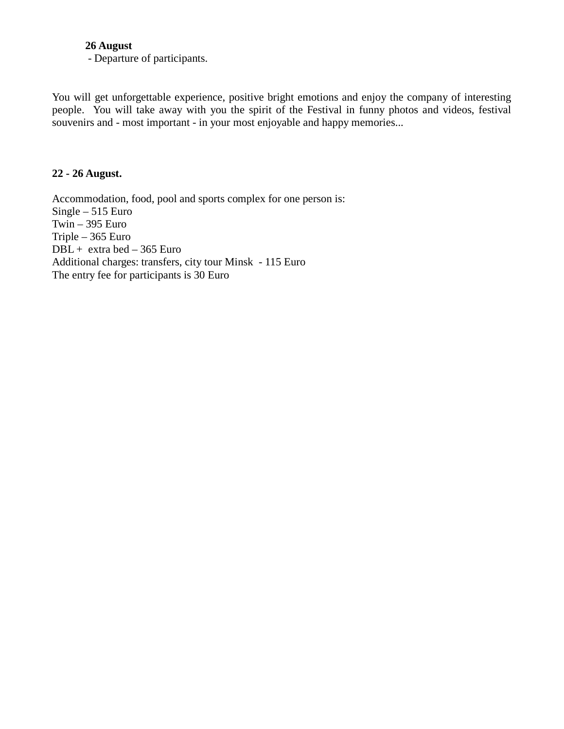**26 August**

- Departure of participants.

You will get unforgettable experience, positive bright emotions and enjoy the company of interesting people. You will take away with you the spirit of the Festival in funny photos and videos, festival souvenirs and - most important - in your most enjoyable and happy memories...

**22 - 26 August.**

Accommodation, food, pool and sports complex for one person is:
Single – 515 Euro
Twin – 395 Euro
Triple – 365 Euro
DBL + extra bed – 365 Euro
Additional charges: transfers, city tour Minsk - 115 Euro
The entry fee for participants is 30 Euro